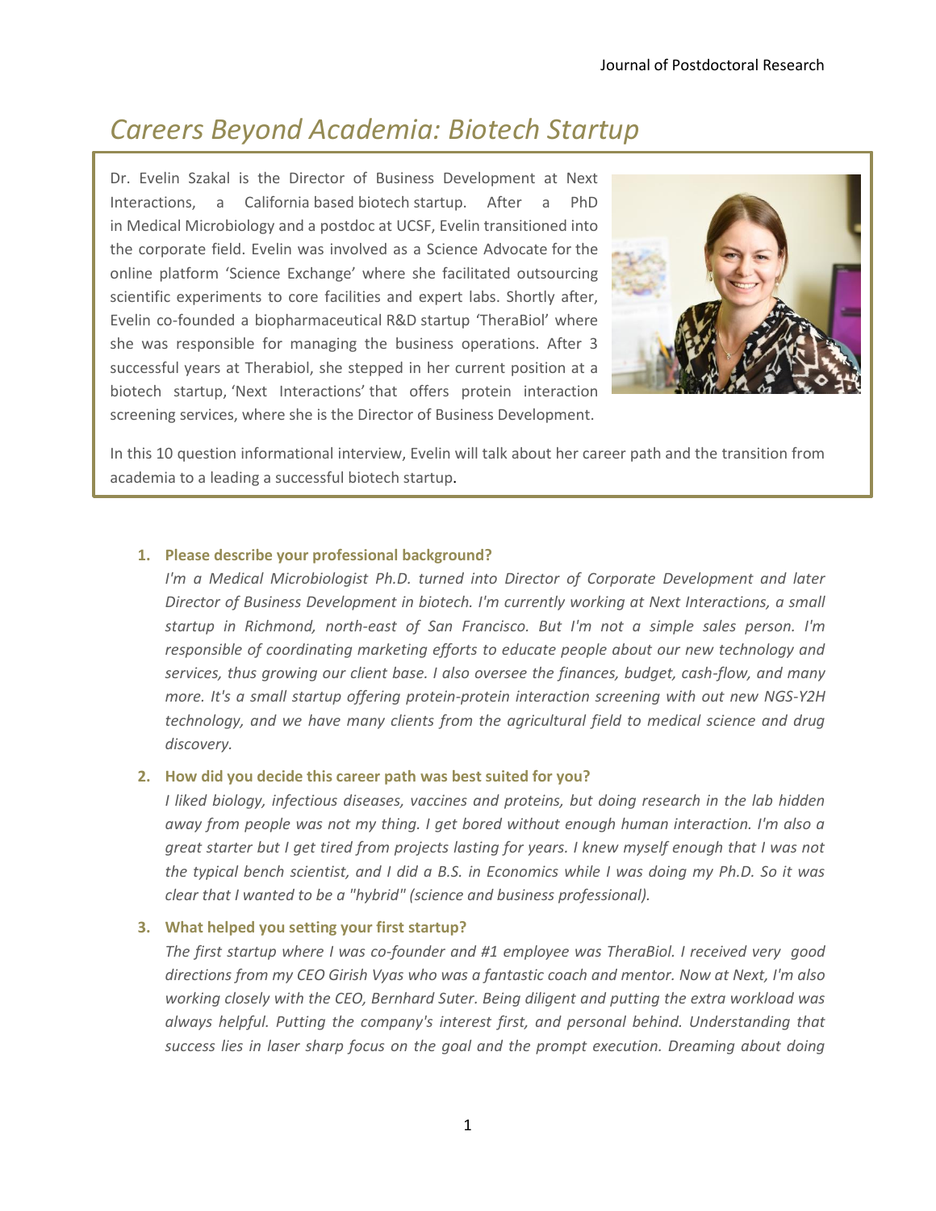# Careers Beyond Academia: Biotech Startup

Dr. Evelin Szakal is the Director of Business Development at Next Interactions, a California based biotech startup. After a PhD in Medical Microbiology and a postdoc at UCSF, Evelin transitioned into the corporate field. Evelin was involved as a Science Advocate for the online platform 'Science Exchange' where she facilitated outsourcing scientific experiments to core facilities and expert labs. Shortly after, Evelin co-founded a biopharmaceutical R&D startup 'TheraBiol' where she was responsible for managing the business operations. After 3 successful years at Therabiol, she stepped in her current position at a biotech startup, 'Next Interactions' that offers protein interaction screening services, where she is the Director of Business Development.

In this 10 question informational interview, Evelin will talk about her career path and the transition from academia to a leading a successful biotech startup.

1. **Please describe your professional background?**
   *I'm a Medical Microbiologist Ph.D. turned into Director of Corporate Development and later Director of Business Development in biotech. I'm currently working at Next Interactions, a small startup in Richmond, north-east of San Francisco. But I'm not a simple sales person. I'm responsible of coordinating marketing efforts to educate people about our new technology and services, thus growing our client base. I also oversee the finances, budget, cash-flow, and many more. It's a small startup offering protein-protein interaction screening with out new NGS-Y2H technology, and we have many clients from the agricultural field to medical science and drug discovery.*

2. **How did you decide this career path was best suited for you?**
   *I liked biology, infectious diseases, vaccines and proteins, but doing research in the lab hidden away from people was not my thing. I get bored without enough human interaction. I'm also a great starter but I get tired from projects lasting for years. I knew myself enough that I was not the typical bench scientist, and I did a B.S. in Economics while I was doing my Ph.D. So it was clear that I wanted to be a "hybrid" (science and business professional).*

3. **What helped you setting your first startup?**
   *The first startup where I was co-founder and #1 employee was TheraBiol. I received very good directions from my CEO Girish Vyas who was a fantastic coach and mentor. Now at Next, I'm also working closely with the CEO, Bernhard Suter. Being diligent and putting the extra workload was always helpful. Putting the company's interest first, and personal behind. Understanding that success lies in laser sharp focus on the goal and the prompt execution. Dreaming about doing*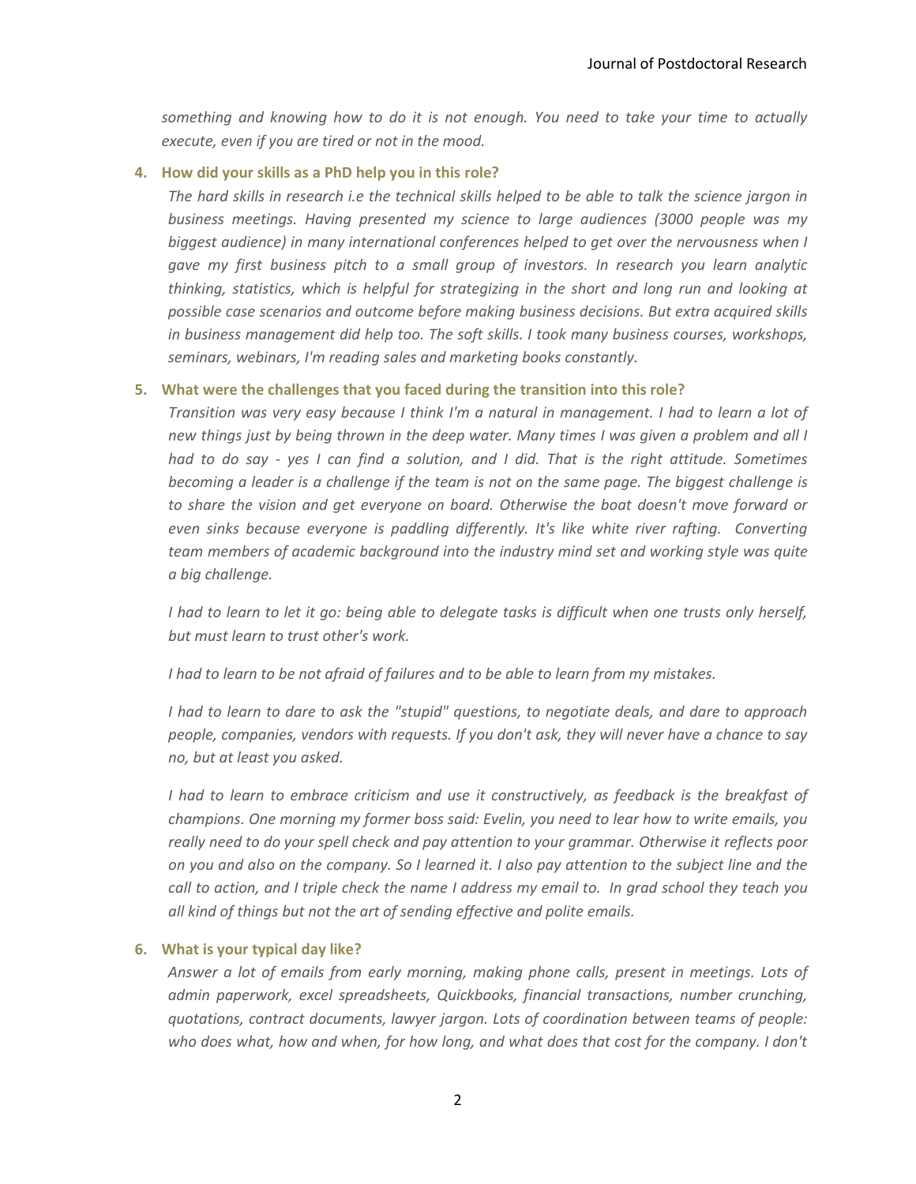*something and knowing how to do it is not enough. You need to take your time to actually execute, even if you are tired or not in the mood.*

**4. How did your skills as a PhD help you in this role?**

*The hard skills in research i.e the technical skills helped to be able to talk the science jargon in business meetings. Having presented my science to large audiences (3000 people was my biggest audience) in many international conferences helped to get over the nervousness when I gave my first business pitch to a small group of investors. In research you learn analytic thinking, statistics, which is helpful for strategizing in the short and long run and looking at possible case scenarios and outcome before making business decisions. But extra acquired skills in business management did help too. The soft skills. I took many business courses, workshops, seminars, webinars, I'm reading sales and marketing books constantly.*

**5. What were the challenges that you faced during the transition into this role?**

*Transition was very easy because I think I'm a natural in management. I had to learn a lot of new things just by being thrown in the deep water. Many times I was given a problem and all I had to do say - yes I can find a solution, and I did. That is the right attitude. Sometimes becoming a leader is a challenge if the team is not on the same page. The biggest challenge is to share the vision and get everyone on board. Otherwise the boat doesn't move forward or even sinks because everyone is paddling differently. It's like white river rafting. Converting team members of academic background into the industry mind set and working style was quite a big challenge.*

*I had to learn to let it go: being able to delegate tasks is difficult when one trusts only herself, but must learn to trust other's work.*

*I had to learn to be not afraid of failures and to be able to learn from my mistakes.*

*I had to learn to dare to ask the "stupid" questions, to negotiate deals, and dare to approach people, companies, vendors with requests. If you don't ask, they will never have a chance to say no, but at least you asked.*

*I had to learn to embrace criticism and use it constructively, as feedback is the breakfast of champions. One morning my former boss said: Evelin, you need to lear how to write emails, you really need to do your spell check and pay attention to your grammar. Otherwise it reflects poor on you and also on the company. So I learned it. I also pay attention to the subject line and the call to action, and I triple check the name I address my email to. In grad school they teach you all kind of things but not the art of sending effective and polite emails.*

**6. What is your typical day like?**

*Answer a lot of emails from early morning, making phone calls, present in meetings. Lots of admin paperwork, excel spreadsheets, Quickbooks, financial transactions, number crunching, quotations, contract documents, lawyer jargon. Lots of coordination between teams of people: who does what, how and when, for how long, and what does that cost for the company. I don't*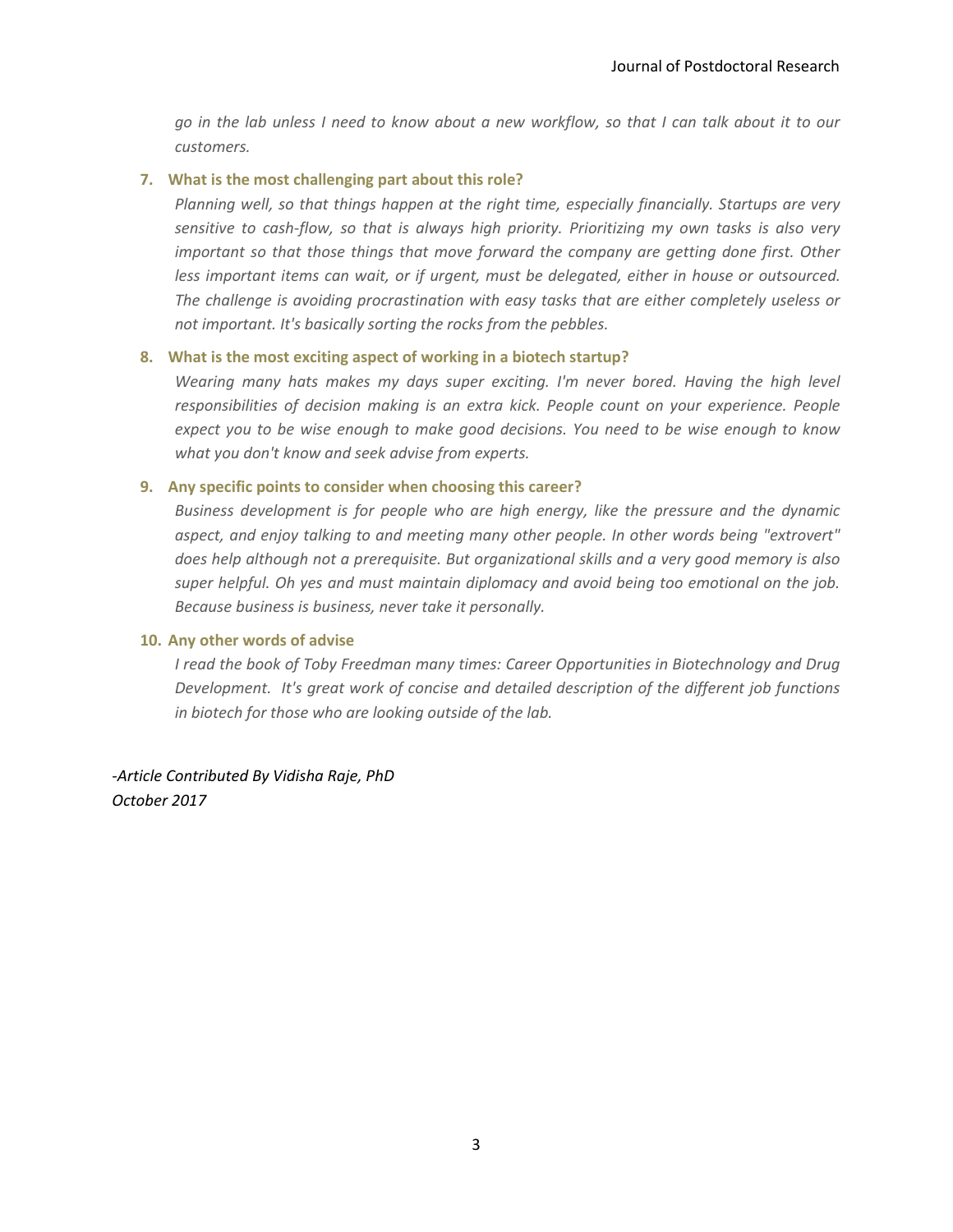*go in the lab unless I need to know about a new workflow, so that I can talk about it to our customers.*

7. **What is the most challenging part about this role?**

   *Planning well, so that things happen at the right time, especially financially. Startups are very sensitive to cash-flow, so that is always high priority. Prioritizing my own tasks is also very important so that those things that move forward the company are getting done first. Other less important items can wait, or if urgent, must be delegated, either in house or outsourced. The challenge is avoiding procrastination with easy tasks that are either completely useless or not important. It's basically sorting the rocks from the pebbles.*

8. **What is the most exciting aspect of working in a biotech startup?**

   *Wearing many hats makes my days super exciting. I'm never bored. Having the high level responsibilities of decision making is an extra kick. People count on your experience. People expect you to be wise enough to make good decisions. You need to be wise enough to know what you don't know and seek advise from experts.*

9. **Any specific points to consider when choosing this career?**

   *Business development is for people who are high energy, like the pressure and the dynamic aspect, and enjoy talking to and meeting many other people. In other words being "extrovert" does help although not a prerequisite. But organizational skills and a very good memory is also super helpful. Oh yes and must maintain diplomacy and avoid being too emotional on the job. Because business is business, never take it personally.*

10. **Any other words of advise**

    *I read the book of Toby Freedman many times: Career Opportunities in Biotechnology and Drug Development. It's great work of concise and detailed description of the different job functions in biotech for those who are looking outside of the lab.*

*-Article Contributed By Vidisha Raje, PhD*
*October 2017*